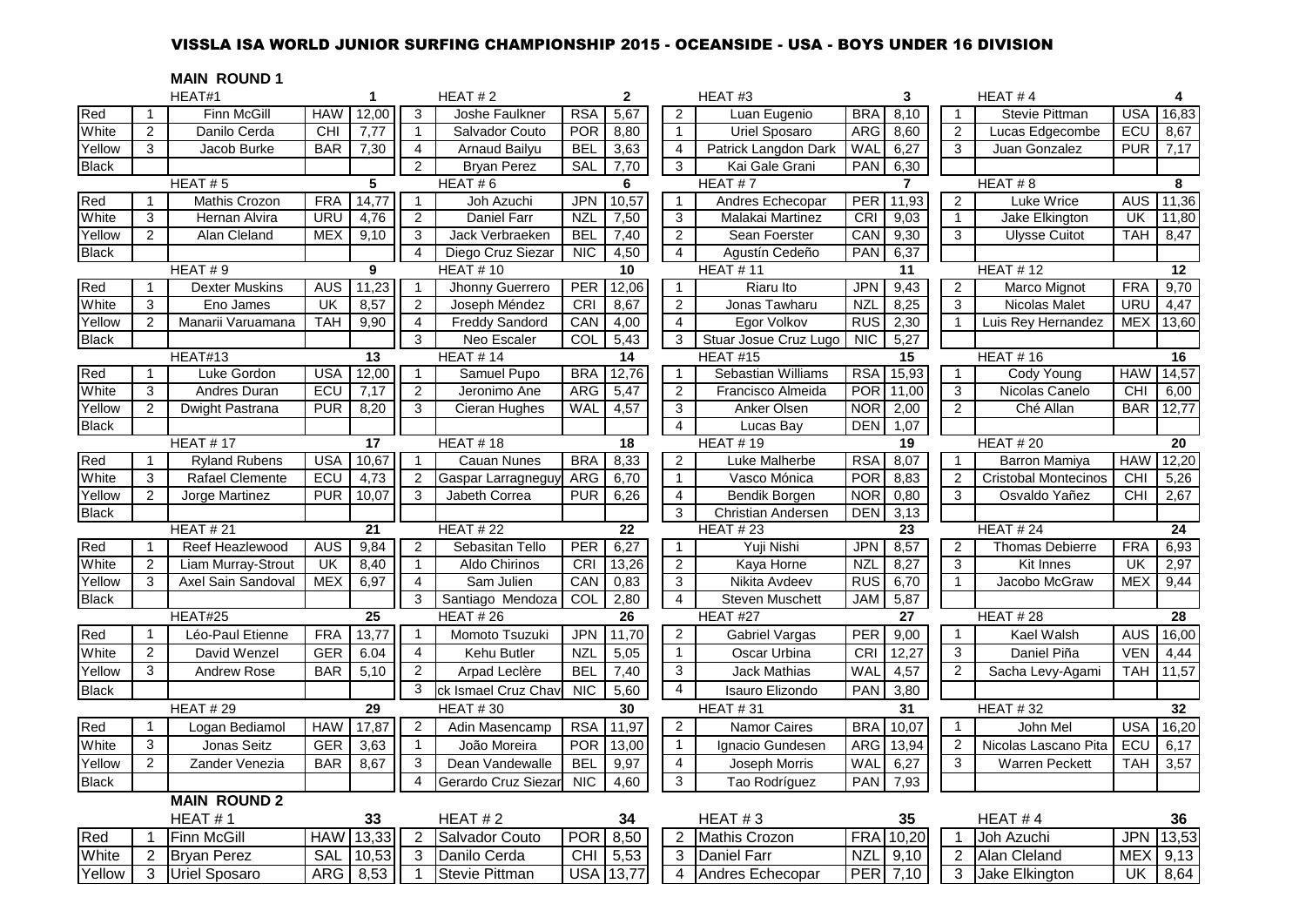# VISSLA ISA WORLD JUNIOR SURFING CHAMPIONSHIP 2015 - OCEANSIDE - USA - BOYS UNDER 16 DIVISION

## MAIN ROUND 1

| | | HEAT#1 | | 1 | | HEAT # 2 | | 2 | | HEAT #3 | | 3 | | HEAT # 4 | | 4 |
|---|---|---|---|---|---|---|---|---|---|---|---|---|---|---|---|---|
| Red | 1 | Finn McGill | HAW | 12,00 | 3 | Joshe Faulkner | RSA | 5,67 | 2 | Luan Eugenio | BRA | 8,10 | 1 | Stevie Pittman | USA | 16,83 |
| White | 2 | Danilo Cerda | CHI | 7,77 | 1 | Salvador Couto | POR | 8,80 | 1 | Uriel Sposaro | ARG | 8,60 | 2 | Lucas Edgecombe | ECU | 8,67 |
| Yellow | 3 | Jacob Burke | BAR | 7,30 | 4 | Arnaud Bailyu | BEL | 3,63 | 4 | Patrick Langdon Dark | WAL | 6,27 | 3 | Juan Gonzalez | PUR | 7,17 |
| Black | | | | | 2 | Bryan Perez | SAL | 7,70 | 3 | Kai Gale Grani | PAN | 6,30 | | | | |
| | | HEAT # 5 | | 5 | | HEAT # 6 | | 6 | | HEAT # 7 | | 7 | | HEAT # 8 | | 8 |
| Red | 1 | Mathis Crozon | FRA | 14,77 | 1 | Joh Azuchi | JPN | 10,57 | 1 | Andres Echecopar | PER | 11,93 | 2 | Luke Wrice | AUS | 11,36 |
| White | 3 | Hernan Alvira | URU | 4,76 | 2 | Daniel Farr | NZL | 7,50 | 3 | Malakai Martinez | CRI | 9,03 | 1 | Jake Elkington | UK | 11,80 |
| Yellow | 2 | Alan Cleland | MEX | 9,10 | 3 | Jack Verbraeken | BEL | 7,40 | 2 | Sean Foerster | CAN | 9,30 | 3 | Ulysse Cuitot | TAH | 8,47 |
| Black | | | | | 4 | Diego Cruz Siezar | NIC | 4,50 | 4 | Agustín Cedeño | PAN | 6,37 | | | | |
| | | HEAT # 9 | | 9 | | HEAT # 10 | | 10 | | HEAT # 11 | | 11 | | HEAT # 12 | | 12 |
| Red | 1 | Dexter Muskins | AUS | 11,23 | 1 | Jhonny Guerrero | PER | 12,06 | 1 | Riaru Ito | JPN | 9,43 | 2 | Marco Mignot | FRA | 9,70 |
| White | 3 | Eno James | UK | 8,57 | 2 | Joseph Méndez | CRI | 8,67 | 2 | Jonas Tawharu | NZL | 8,25 | 3 | Nicolas Malet | URU | 4,47 |
| Yellow | 2 | Manarii Varuamana | TAH | 9,90 | 4 | Freddy Sandord | CAN | 4,00 | 4 | Egor Volkov | RUS | 2,30 | 1 | Luis Rey Hernandez | MEX | 13,60 |
| Black | | | | | 3 | Neo Escaler | COL | 5,43 | 3 | Stuar Josue Cruz Lugo | NIC | 5,27 | | | | |
| | | HEAT#13 | | 13 | | HEAT # 14 | | 14 | | HEAT #15 | | 15 | | HEAT # 16 | | 16 |
| Red | 1 | Luke Gordon | USA | 12,00 | 1 | Samuel Pupo | BRA | 12,76 | 1 | Sebastian Williams | RSA | 15,93 | 1 | Cody Young | HAW | 14,57 |
| White | 3 | Andres Duran | ECU | 7,17 | 2 | Jeronimo Ane | ARG | 5,47 | 2 | Francisco Almeida | POR | 11,00 | 3 | Nicolas Canelo | CHI | 6,00 |
| Yellow | 2 | Dwight Pastrana | PUR | 8,20 | 3 | Cieran Hughes | WAL | 4,57 | 3 | Anker Olsen | NOR | 2,00 | 2 | Ché Allan | BAR | 12,77 |
| Black | | | | | | | | | 4 | Lucas Bay | DEN | 1,07 | | | | |
| | | HEAT # 17 | | 17 | | HEAT # 18 | | 18 | | HEAT # 19 | | 19 | | HEAT # 20 | | 20 |
| Red | 1 | Ryland Rubens | USA | 10,67 | 1 | Cauan Nunes | BRA | 8,33 | 2 | Luke Malherbe | RSA | 8,07 | 1 | Barron Mamiya | HAW | 12,20 |
| White | 3 | Rafael Clemente | ECU | 4,73 | 2 | Gaspar Larragneguy | ARG | 6,70 | 1 | Vasco Mónica | POR | 8,83 | 2 | Cristobal Montecinos | CHI | 5,26 |
| Yellow | 2 | Jorge Martinez | PUR | 10,07 | 3 | Jabeth Correa | PUR | 6,26 | 4 | Bendik Borgen | NOR | 0,80 | 3 | Osvaldo Yañez | CHI | 2,67 |
| Black | | | | | | | | | 3 | Christian Andersen | DEN | 3,13 | | | | |
| | | HEAT # 21 | | 21 | | HEAT # 22 | | 22 | | HEAT # 23 | | 23 | | HEAT # 24 | | 24 |
| Red | 1 | Reef Heazlewood | AUS | 9,84 | 2 | Sebasitan Tello | PER | 6,27 | 1 | Yuji Nishi | JPN | 8,57 | 2 | Thomas Debierre | FRA | 6,93 |
| White | 2 | Liam Murray-Strout | UK | 8,40 | 1 | Aldo Chirinos | CRI | 13,26 | 2 | Kaya Horne | NZL | 8,27 | 3 | Kit Innes | UK | 2,97 |
| Yellow | 3 | Axel Sain Sandoval | MEX | 6,97 | 4 | Sam Julien | CAN | 0,83 | 3 | Nikita Avdeev | RUS | 6,70 | 1 | Jacobo McGraw | MEX | 9,44 |
| Black | | | | | 3 | Santiago Mendoza | COL | 2,80 | 4 | Steven Muschett | JAM | 5,87 | | | | |
| | | HEAT#25 | | 25 | | HEAT # 26 | | 26 | | HEAT #27 | | 27 | | HEAT # 28 | | 28 |
| Red | 1 | Léo-Paul Etienne | FRA | 13,77 | 1 | Momoto Tsuzuki | JPN | 11,70 | 2 | Gabriel Vargas | PER | 9,00 | 1 | Kael Walsh | AUS | 16,00 |
| White | 2 | David Wenzel | GER | 6.04 | 4 | Kehu Butler | NZL | 5,05 | 1 | Oscar Urbina | CRI | 12,27 | 3 | Daniel Piña | VEN | 4,44 |
| Yellow | 3 | Andrew Rose | BAR | 5,10 | 2 | Arpad Leclère | BEL | 7,40 | 3 | Jack Mathias | WAL | 4,57 | 2 | Sacha Levy-Agami | TAH | 11,57 |
| Black | | | | | 3 | ck Ismael Cruz Chav | NIC | 5,60 | 4 | Isauro Elizondo | PAN | 3,80 | | | | |
| | | HEAT # 29 | | 29 | | HEAT # 30 | | 30 | | HEAT # 31 | | 31 | | HEAT # 32 | | 32 |
| Red | 1 | Logan Bediamol | HAW | 17,87 | 2 | Adin Masencamp | RSA | 11,97 | 2 | Namor Caires | BRA | 10,07 | 1 | John Mel | USA | 16,20 |
| White | 3 | Jonas Seitz | GER | 3,63 | 1 | João Moreira | POR | 13,00 | 1 | Ignacio Gundesen | ARG | 13,94 | 2 | Nicolas Lascano Pita | ECU | 6,17 |
| Yellow | 2 | Zander Venezia | BAR | 8,67 | 3 | Dean Vandewalle | BEL | 9,97 | 4 | Joseph Morris | WAL | 6,27 | 3 | Warren Peckett | TAH | 3,57 |
| Black | | | | | 4 | Gerardo Cruz Siezar | NIC | 4,60 | 3 | Tao Rodríguez | PAN | 7,93 | | | | |

## MAIN ROUND 2

| | | HEAT # 1 | | 33 | | HEAT # 2 | | 34 | | HEAT # 3 | | 35 | | HEAT # 4 | | 36 |
|---|---|---|---|---|---|---|---|---|---|---|---|---|---|---|---|---|
| Red | 1 | Finn McGill | HAW | 13,33 | 2 | Salvador Couto | POR | 8,50 | 2 | Mathis Crozon | FRA | 10,20 | 1 | Joh Azuchi | JPN | 13,53 |
| White | 2 | Bryan Perez | SAL | 10,53 | 3 | Danilo Cerda | CHI | 5,53 | 3 | Daniel Farr | NZL | 9,10 | 2 | Alan Cleland | MEX | 9,13 |
| Yellow | 3 | Uriel Sposaro | ARG | 8,53 | 1 | Stevie Pittman | USA | 13,77 | 4 | Andres Echecopar | PER | 7,10 | 3 | Jake Elkington | UK | 8,64 |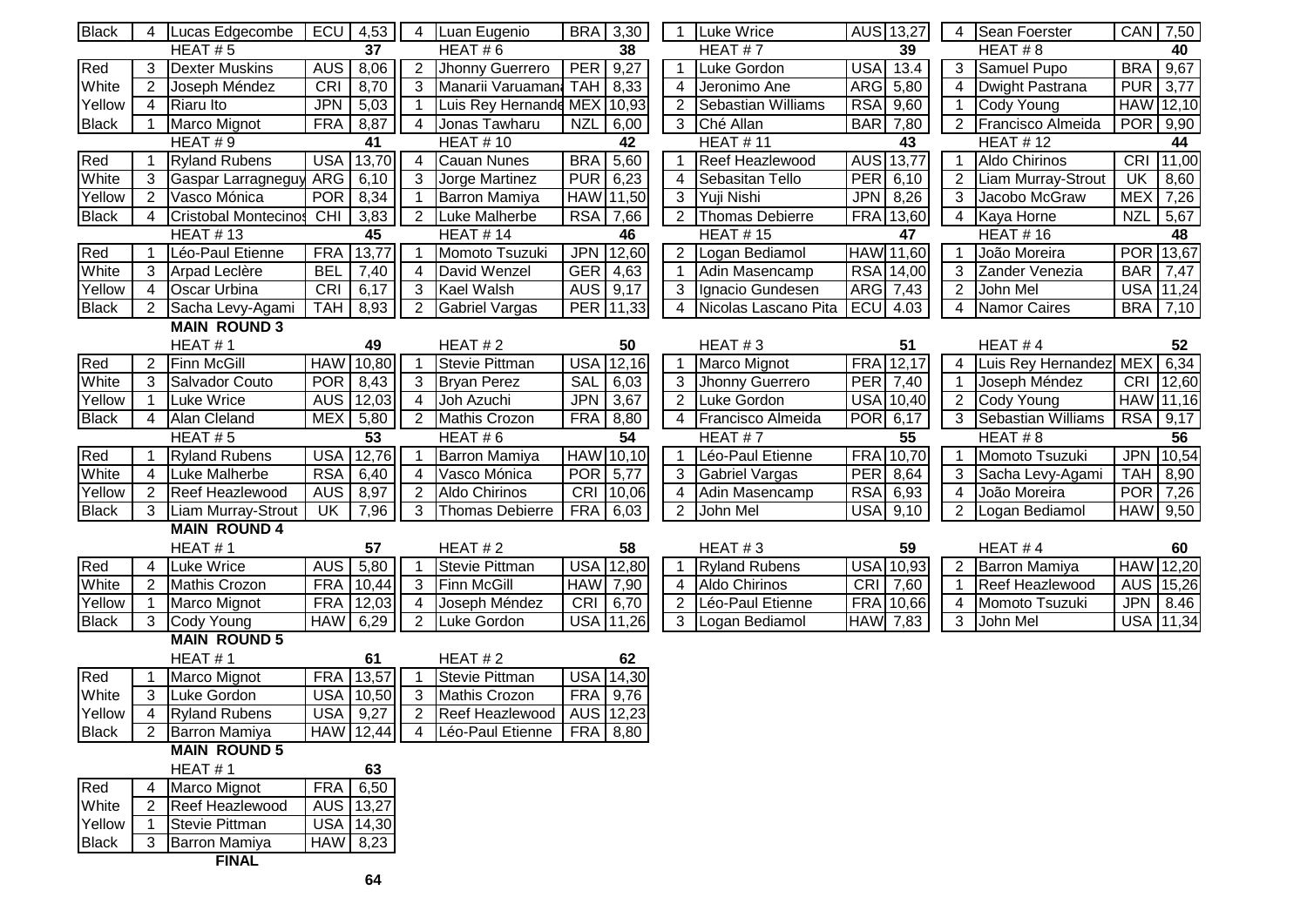| | | | | | | | | | | | | | | | | | | | |
|---|---|---|---|---|---|---|---|---|---|---|---|---|---|---|---|---|---|---|---|
| Black | 4 | Lucas Edgecombe | ECU | 4,53 | 4 | Luan Eugenio | BRA | 3,30 | 1 | Luke Wrice | AUS | 13,27 | 4 | Sean Foerster | CAN | 7,50 |
| | | HEAT # 5 | | 37 | | HEAT # 6 | | 38 | | HEAT # 7 | | 39 | | HEAT # 8 | | 40 |
| Red | 3 | Dexter Muskins | AUS | 8,06 | 2 | Jhonny Guerrero | PER | 9,27 | 1 | Luke Gordon | USA | 13.4 | 3 | Samuel Pupo | BRA | 9,67 |
| White | 2 | Joseph Méndez | CRI | 8,70 | 3 | Manarii Varuamana | TAH | 8,33 | 4 | Jeronimo Ane | ARG | 5,80 | 4 | Dwight Pastrana | PUR | 3,77 |
| Yellow | 4 | Riaru Ito | JPN | 5,03 | 1 | Luis Rey Hernande | MEX | 10,93 | 2 | Sebastian Williams | RSA | 9,60 | 1 | Cody Young | HAW | 12,10 |
| Black | 1 | Marco Mignot | FRA | 8,87 | 4 | Jonas Tawharu | NZL | 6,00 | 3 | Ché Allan | BAR | 7,80 | 2 | Francisco Almeida | POR | 9,90 |
| | | HEAT # 9 | | 41 | | HEAT # 10 | | 42 | | HEAT # 11 | | 43 | | HEAT # 12 | | 44 |
| Red | 1 | Ryland Rubens | USA | 13,70 | 4 | Cauan Nunes | BRA | 5,60 | 1 | Reef Heazlewood | AUS | 13,77 | 1 | Aldo Chirinos | CRI | 11,00 |
| White | 3 | Gaspar Larragneguy | ARG | 6,10 | 3 | Jorge Martinez | PUR | 6,23 | 4 | Sebasitan Tello | PER | 6,10 | 2 | Liam Murray-Strout | UK | 8,60 |
| Yellow | 2 | Vasco Mónica | POR | 8,34 | 1 | Barron Mamiya | HAW | 11,50 | 3 | Yuji Nishi | JPN | 8,26 | 3 | Jacobo McGraw | MEX | 7,26 |
| Black | 4 | Cristobal Montecinos | CHI | 3,83 | 2 | Luke Malherbe | RSA | 7,66 | 2 | Thomas Debierre | FRA | 13,60 | 4 | Kaya Horne | NZL | 5,67 |
| | | HEAT # 13 | | 45 | | HEAT # 14 | | 46 | | HEAT # 15 | | 47 | | HEAT # 16 | | 48 |
| Red | 1 | Léo-Paul Etienne | FRA | 13,77 | 1 | Momoto Tsuzuki | JPN | 12,60 | 2 | Logan Bediamol | HAW | 11,60 | 1 | João Moreira | POR | 13,67 |
| White | 3 | Arpad Leclère | BEL | 7,40 | 4 | David Wenzel | GER | 4,63 | 1 | Adin Masencamp | RSA | 14,00 | 3 | Zander Venezia | BAR | 7,47 |
| Yellow | 4 | Oscar Urbina | CRI | 6,17 | 3 | Kael Walsh | AUS | 9,17 | 3 | Ignacio Gundesen | ARG | 7,43 | 2 | John Mel | USA | 11,24 |
| Black | 2 | Sacha Levy-Agami | TAH | 8,93 | 2 | Gabriel Vargas | PER | 11,33 | 4 | Nicolas Lascano Pita | ECU | 4.03 | 4 | Namor Caires | BRA | 7,10 |

**MAIN ROUND 3**

| | | | | | | | | | | | | | | | | | | | |
|---|---|---|---|---|---|---|---|---|---|---|---|---|---|---|---|---|---|---|---|
| | | HEAT # 1 | | 49 | | HEAT # 2 | | 50 | | HEAT # 3 | | 51 | | HEAT # 4 | | 52 |
| Red | 2 | Finn McGill | HAW | 10,80 | 1 | Stevie Pittman | USA | 12,16 | 1 | Marco Mignot | FRA | 12,17 | 4 | Luis Rey Hernandez | MEX | 6,34 |
| White | 3 | Salvador Couto | POR | 8,43 | 3 | Bryan Perez | SAL | 6,03 | 3 | Jhonny Guerrero | PER | 7,40 | 1 | Joseph Méndez | CRI | 12,60 |
| Yellow | 1 | Luke Wrice | AUS | 12,03 | 4 | Joh Azuchi | JPN | 3,67 | 2 | Luke Gordon | USA | 10,40 | 2 | Cody Young | HAW | 11,16 |
| Black | 4 | Alan Cleland | MEX | 5,80 | 2 | Mathis Crozon | FRA | 8,80 | 4 | Francisco Almeida | POR | 6,17 | 3 | Sebastian Williams | RSA | 9,17 |
| | | HEAT # 5 | | 53 | | HEAT # 6 | | 54 | | HEAT # 7 | | 55 | | HEAT # 8 | | 56 |
| Red | 1 | Ryland Rubens | USA | 12,76 | 1 | Barron Mamiya | HAW | 10,10 | 1 | Léo-Paul Etienne | FRA | 10,70 | 1 | Momoto Tsuzuki | JPN | 10,54 |
| White | 4 | Luke Malherbe | RSA | 6,40 | 4 | Vasco Mónica | POR | 5,77 | 3 | Gabriel Vargas | PER | 8,64 | 3 | Sacha Levy-Agami | TAH | 8,90 |
| Yellow | 2 | Reef Heazlewood | AUS | 8,97 | 2 | Aldo Chirinos | CRI | 10,06 | 4 | Adin Masencamp | RSA | 6,93 | 4 | João Moreira | POR | 7,26 |
| Black | 3 | Liam Murray-Strout | UK | 7,96 | 3 | Thomas Debierre | FRA | 6,03 | 2 | John Mel | USA | 9,10 | 2 | Logan Bediamol | HAW | 9,50 |

**MAIN ROUND 4**

| | | | | | | | | | | | | | | | | | | | |
|---|---|---|---|---|---|---|---|---|---|---|---|---|---|---|---|---|---|---|---|
| | | HEAT # 1 | | 57 | | HEAT # 2 | | 58 | | HEAT # 3 | | 59 | | HEAT # 4 | | 60 |
| Red | 4 | Luke Wrice | AUS | 5,80 | 1 | Stevie Pittman | USA | 12,80 | 1 | Ryland Rubens | USA | 10,93 | 2 | Barron Mamiya | HAW | 12,20 |
| White | 2 | Mathis Crozon | FRA | 10,44 | 3 | Finn McGill | HAW | 7,90 | 4 | Aldo Chirinos | CRI | 7,60 | 1 | Reef Heazlewood | AUS | 15,26 |
| Yellow | 1 | Marco Mignot | FRA | 12,03 | 4 | Joseph Méndez | CRI | 6,70 | 2 | Léo-Paul Etienne | FRA | 10,66 | 4 | Momoto Tsuzuki | JPN | 8.46 |
| Black | 3 | Cody Young | HAW | 6,29 | 2 | Luke Gordon | USA | 11,26 | 3 | Logan Bediamol | HAW | 7,83 | 3 | John Mel | USA | 11,34 |

**MAIN ROUND 5**

| | | | | | | | | |
|---|---|---|---|---|---|---|---|---|
| | | HEAT # 1 | | 61 | | HEAT # 2 | | 62 |
| Red | 1 | Marco Mignot | FRA | 13,57 | 1 | Stevie Pittman | USA | 14,30 |
| White | 3 | Luke Gordon | USA | 10,50 | 3 | Mathis Crozon | FRA | 9,76 |
| Yellow | 4 | Ryland Rubens | USA | 9,27 | 2 | Reef Heazlewood | AUS | 12,23 |
| Black | 2 | Barron Mamiya | HAW | 12,44 | 4 | Léo-Paul Etienne | FRA | 8,80 |

**MAIN ROUND 5**

| | | | | |
|---|---|---|---|---|
| | | HEAT # 1 | | 63 |
| Red | 4 | Marco Mignot | FRA | 6,50 |
| White | 2 | Reef Heazlewood | AUS | 13,27 |
| Yellow | 1 | Stevie Pittman | USA | 14,30 |
| Black | 3 | Barron Mamiya | HAW | 8,23 |

**FINAL**

64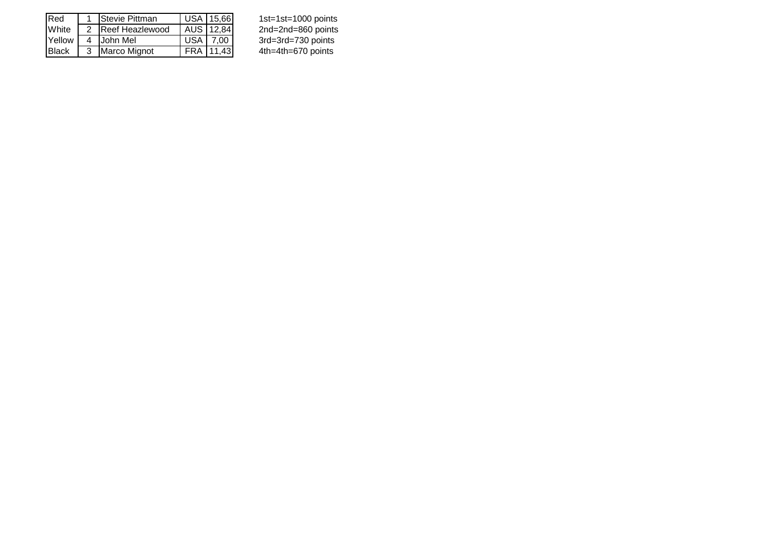| | | | | |
|---|---|---|---|---|
| Red | 1 | Stevie Pittman | USA | 15,66 |
| White | 2 | Reef Heazlewood | AUS | 12,84 |
| Yellow | 4 | John Mel | USA | 7,00 |
| Black | 3 | Marco Mignot | FRA | 11,43 |

1st=1st=1000 points
2nd=2nd=860 points
3rd=3rd=730 points
4th=4th=670 points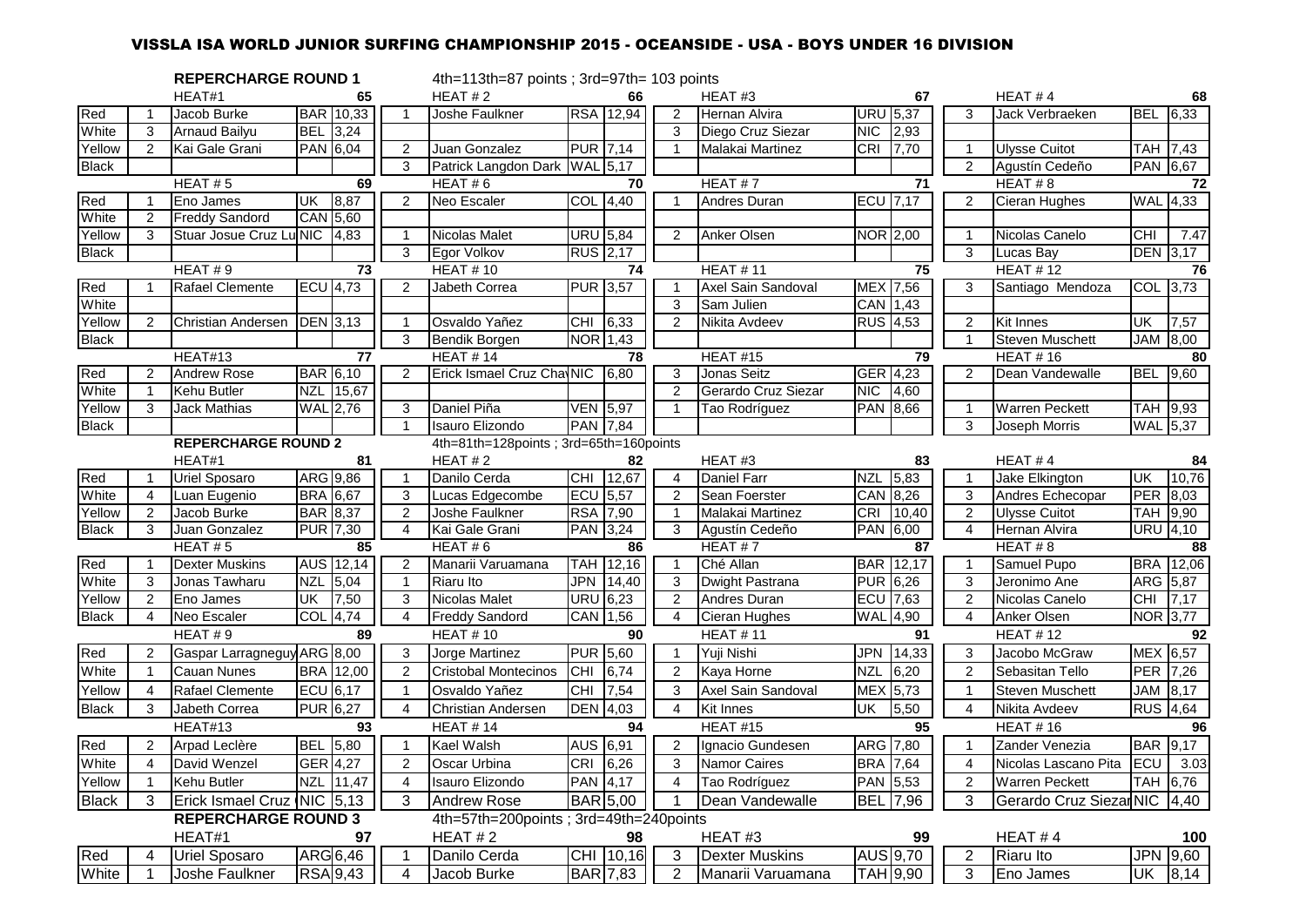# VISSLA ISA WORLD JUNIOR SURFING CHAMPIONSHIP 2015 - OCEANSIDE - USA - BOYS UNDER 16 DIVISION

## REPECHARGE ROUND 1

4th=113th=87 points ; 3rd=97th= 103 points

| | | HEAT#1 | | 65 | | HEAT # 2 | | 66 | | HEAT#3 | | 67 | | HEAT # 4 | | 68 |
|---|---|---|---|---|---|---|---|---|---|---|---|---|---|---|---|---|
| Red | 1 | Jacob Burke | BAR | 10,33 | 1 | Joshe Faulkner | RSA | 12,94 | 2 | Hernan Alvira | URU | 5,37 | 3 | Jack Verbraeken | BEL | 6,33 |
| White | 3 | Arnaud Bailyu | BEL | 3,24 | | | | | 3 | Diego Cruz Siezar | NIC | 2,93 | | | | |
| Yellow | 2 | Kai Gale Grani | PAN | 6,04 | 2 | Juan Gonzalez | PUR | 7,14 | 1 | Malakai Martinez | CRI | 7,70 | 1 | Ulysse Cuitot | TAH | 7,43 |
| Black | | | | | 3 | Patrick Langdon Dark | WAL | 5,17 | | | | | 2 | Agustín Cedeño | PAN | 6,67 |
| | | HEAT # 5 | | 69 | | HEAT # 6 | | 70 | | HEAT # 7 | | 71 | | HEAT # 8 | | 72 |
| Red | 1 | Eno James | UK | 8,87 | 2 | Neo Escaler | COL | 4,40 | 1 | Andres Duran | ECU | 7,17 | 2 | Cieran Hughes | WAL | 4,33 |
| White | 2 | Freddy Sandord | CAN | 5,60 | | | | | | | | | | | | |
| Yellow | 3 | Stuar Josue Cruz Lu | NIC | 4,83 | 1 | Nicolas Malet | URU | 5,84 | 2 | Anker Olsen | NOR | 2,00 | 1 | Nicolas Canelo | CHI | 7.47 |
| Black | | | | | 3 | Egor Volkov | RUS | 2,17 | | | | | 3 | Lucas Bay | DEN | 3,17 |
| | | HEAT # 9 | | 73 | | HEAT # 10 | | 74 | | HEAT # 11 | | 75 | | HEAT # 12 | | 76 |
| Red | 1 | Rafael Clemente | ECU | 4,73 | 2 | Jabeth Correa | PUR | 3,57 | 1 | Axel Sain Sandoval | MEX | 7,56 | 3 | Santiago Mendoza | COL | 3,73 |
| White | | | | | | | | | 3 | Sam Julien | CAN | 1,43 | | | | |
| Yellow | 2 | Christian Andersen | DEN | 3,13 | 1 | Osvaldo Yañez | CHI | 6,33 | 2 | Nikita Avdeev | RUS | 4,53 | 2 | Kit Innes | UK | 7,57 |
| Black | | | | | 3 | Bendik Borgen | NOR | 1,43 | | | | | 1 | Steven Muschett | JAM | 8,00 |
| | | HEAT#13 | | 77 | | HEAT # 14 | | 78 | | HEAT #15 | | 79 | | HEAT # 16 | | 80 |
| Red | 2 | Andrew Rose | BAR | 6,10 | 2 | Erick Ismael Cruz Cha | NIC | 6,80 | 3 | Jonas Seitz | GER | 4,23 | 2 | Dean Vandewalle | BEL | 9,60 |
| White | 1 | Kehu Butler | NZL | 15,67 | | | | | 2 | Gerardo Cruz Siezar | NIC | 4,60 | | | | |
| Yellow | 3 | Jack Mathias | WAL | 2,76 | 3 | Daniel Piña | VEN | 5,97 | 1 | Tao Rodríguez | PAN | 8,66 | 1 | Warren Peckett | TAH | 9,93 |
| Black | | | | | 1 | Isauro Elizondo | PAN | 7,84 | | | | | 3 | Joseph Morris | WAL | 5,37 |

## REPERCHARGE ROUND 2

4th=81th=128points ; 3rd=65th=160points

| | | HEAT#1 | | 81 | | HEAT # 2 | | 82 | | HEAT#3 | | 83 | | HEAT # 4 | | 84 |
|---|---|---|---|---|---|---|---|---|---|---|---|---|---|---|---|---|
| Red | 1 | Uriel Sposaro | ARG | 9,86 | 1 | Danilo Cerda | CHI | 12,67 | 4 | Daniel Farr | NZL | 5,83 | 1 | Jake Elkington | UK | 10,76 |
| White | 4 | Luan Eugenio | BRA | 6,67 | 3 | Lucas Edgecombe | ECU | 5,57 | 2 | Sean Foerster | CAN | 8,26 | 3 | Andres Echecopar | PER | 8,03 |
| Yellow | 2 | Jacob Burke | BAR | 8,37 | 2 | Joshe Faulkner | RSA | 7,90 | 1 | Malakai Martinez | CRI | 10,40 | 2 | Ulysse Cuitot | TAH | 9,90 |
| Black | 3 | Juan Gonzalez | PUR | 7,30 | 4 | Kai Gale Grani | PAN | 3,24 | 3 | Agustín Cedeño | PAN | 6,00 | 4 | Hernan Alvira | URU | 4,10 |
| | | HEAT # 5 | | 85 | | HEAT # 6 | | 86 | | HEAT # 7 | | 87 | | HEAT # 8 | | 88 |
| Red | 1 | Dexter Muskins | AUS | 12,14 | 2 | Manarii Varuamana | TAH | 12,16 | 1 | Ché Allan | BAR | 12,17 | 1 | Samuel Pupo | BRA | 12,06 |
| White | 3 | Jonas Tawharu | NZL | 5,04 | 1 | Riaru Ito | JPN | 14,40 | 3 | Dwight Pastrana | PUR | 6,26 | 3 | Jeronimo Ane | ARG | 5,87 |
| Yellow | 2 | Eno James | UK | 7,50 | 3 | Nicolas Malet | URU | 6,23 | 2 | Andres Duran | ECU | 7,63 | 2 | Nicolas Canelo | CHI | 7,17 |
| Black | 4 | Neo Escaler | COL | 4,74 | 4 | Freddy Sandord | CAN | 1,56 | 4 | Cieran Hughes | WAL | 4,90 | 4 | Anker Olsen | NOR | 3,77 |
| | | HEAT # 9 | | 89 | | HEAT # 10 | | 90 | | HEAT # 11 | | 91 | | HEAT # 12 | | 92 |
| Red | 2 | Gaspar Larragneguy | ARG | 8,00 | 3 | Jorge Martinez | PUR | 5,60 | 1 | Yuji Nishi | JPN | 14,33 | 3 | Jacobo McGraw | MEX | 6,57 |
| White | 1 | Cauan Nunes | BRA | 12,00 | 2 | Cristobal Montecinos | CHI | 6,74 | 2 | Kaya Horne | NZL | 6,20 | 2 | Sebasitan Tello | PER | 7,26 |
| Yellow | 4 | Rafael Clemente | ECU | 6,17 | 1 | Osvaldo Yañez | CHI | 7,54 | 3 | Axel Sain Sandoval | MEX | 5,73 | 1 | Steven Muschett | JAM | 8,17 |
| Black | 3 | Jabeth Correa | PUR | 6,27 | 4 | Christian Andersen | DEN | 4,03 | 4 | Kit Innes | UK | 5,50 | 4 | Nikita Avdeev | RUS | 4,64 |
| | | HEAT#13 | | 93 | | HEAT # 14 | | 94 | | HEAT #15 | | 95 | | HEAT # 16 | | 96 |
| Red | 2 | Arpad Leclère | BEL | 5,80 | 1 | Kael Walsh | AUS | 6,91 | 2 | Ignacio Gundesen | ARG | 7,80 | 1 | Zander Venezia | BAR | 9,17 |
| White | 4 | David Wenzel | GER | 4,27 | 2 | Oscar Urbina | CRI | 6,26 | 3 | Namor Caires | BRA | 7,64 | 4 | Nicolas Lascano Pita | ECU | 3.03 |
| Yellow | 1 | Kehu Butler | NZL | 11,47 | 4 | Isauro Elizondo | PAN | 4,17 | 4 | Tao Rodríguez | PAN | 5,53 | 2 | Warren Peckett | TAH | 6,76 |
| Black | 3 | Erick Ismael Cruz | NIC | 5,13 | 3 | Andrew Rose | BAR | 5,00 | 1 | Dean Vandewalle | BEL | 7,96 | 3 | Gerardo Cruz Siezar | NIC | 4,40 |

## REPERCHARGE ROUND 3

4th=57th=200points ; 3rd=49th=240points

| | | HEAT#1 | | 97 | | HEAT # 2 | | 98 | | HEAT#3 | | 99 | | HEAT # 4 | | 100 |
|---|---|---|---|---|---|---|---|---|---|---|---|---|---|---|---|---|
| Red | 4 | Uriel Sposaro | ARG | 6,46 | 1 | Danilo Cerda | CHI | 10,16 | 3 | Dexter Muskins | AUS | 9,70 | 2 | Riaru Ito | JPN | 9,60 |
| White | 1 | Joshe Faulkner | RSA | 9,43 | 4 | Jacob Burke | BAR | 7,83 | 2 | Manarii Varuamana | TAH | 9,90 | 3 | Eno James | UK | 8,14 |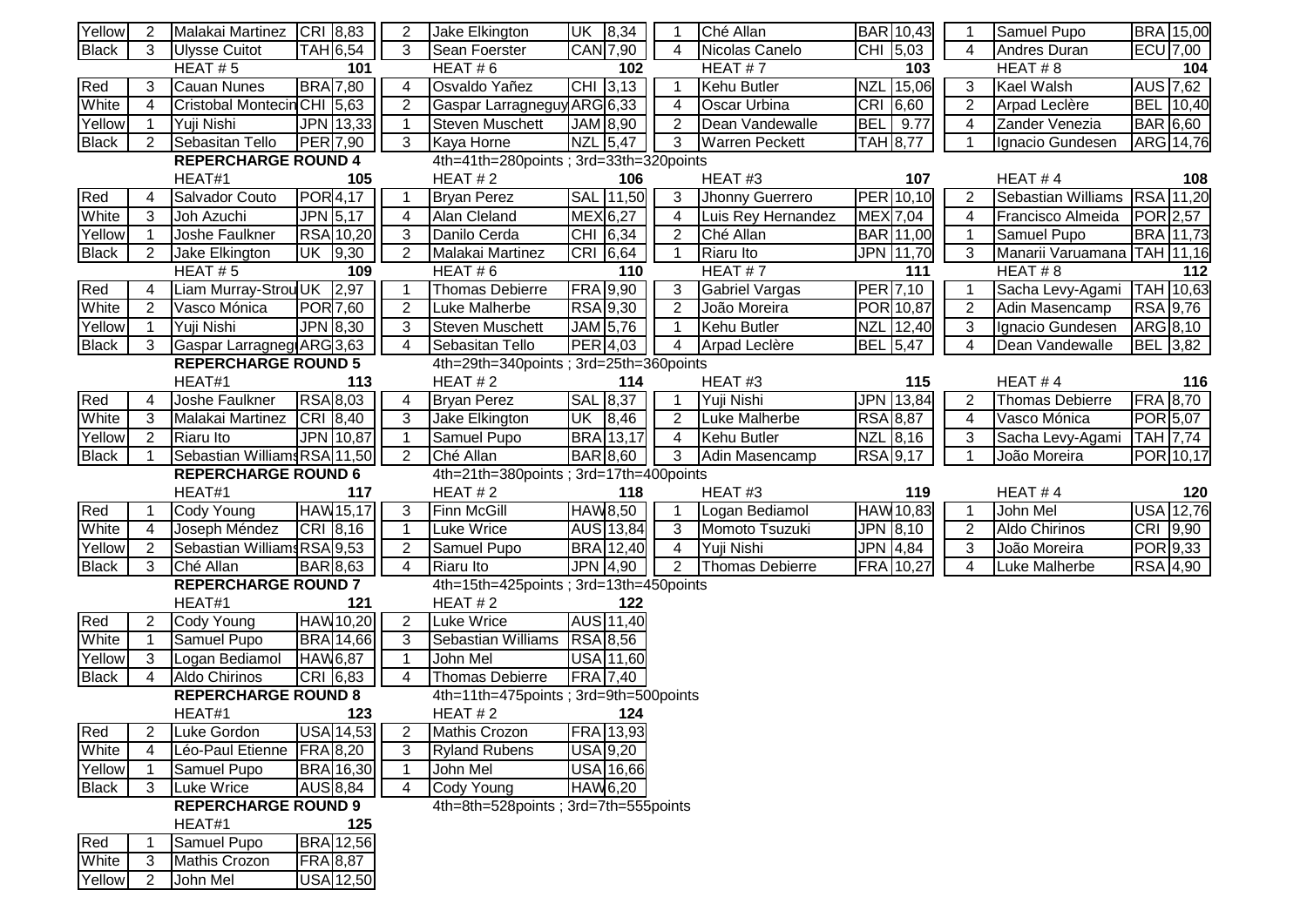| | | | | | | | | | | | | | | | | | | | |
|---|---|---|---|---|---|---|---|---|---|---|---|---|---|---|---|---|---|---|---|
| Yellow | 2 | Malakai Martinez | CRI | 8,83 | 2 | Jake Elkington | UK | 8,34 | 1 | Ché Allan | BAR | 10,43 | 1 | Samuel Pupo | BRA | 15,00 |
| Black | 3 | Ulysse Cuitot | TAH | 6,54 | 3 | Sean Foerster | CAN | 7,90 | 4 | Nicolas Canelo | CHI | 5,03 | 4 | Andres Duran | ECU | 7,00 |
| | | HEAT # 5 | | 101 | | HEAT # 6 | | 102 | | HEAT # 7 | | 103 | | HEAT # 8 | | 104 |
| Red | 3 | Cauan Nunes | BRA | 7,80 | 4 | Osvaldo Yañez | CHI | 3,13 | 1 | Kehu Butler | NZL | 15,06 | 3 | Kael Walsh | AUS | 7,62 |
| White | 4 | Cristobal Montecin | CHI | 5,63 | 2 | Gaspar Larragneguy | ARG | 6,33 | 4 | Oscar Urbina | CRI | 6,60 | 2 | Arpad Leclère | BEL | 10,40 |
| Yellow | 1 | Yuji Nishi | JPN | 13,33 | 1 | Steven Muschett | JAM | 8,90 | 2 | Dean Vandewalle | BEL | 9.77 | 4 | Zander Venezia | BAR | 6,60 |
| Black | 2 | Sebasitan Tello | PER | 7,90 | 3 | Kaya Horne | NZL | 5,47 | 3 | Warren Peckett | TAH | 8,77 | 1 | Ignacio Gundesen | ARG | 14,76 |
| | | **REPERCHARGE ROUND 4** | | | | 4th=41th=280points ; 3rd=33th=320points | | | | | | | | | | |
| | | HEAT#1 | | 105 | | HEAT # 2 | | 106 | | HEAT#3 | | 107 | | HEAT # 4 | | 108 |
| Red | 4 | Salvador Couto | POR | 4,17 | 1 | Bryan Perez | SAL | 11,50 | 3 | Jhonny Guerrero | PER | 10,10 | 2 | Sebastian Williams | RSA | 11,20 |
| White | 3 | Joh Azuchi | JPN | 5,17 | 4 | Alan Cleland | MEX | 6,27 | 4 | Luis Rey Hernandez | MEX | 7,04 | 4 | Francisco Almeida | POR | 2,57 |
| Yellow | 1 | Joshe Faulkner | RSA | 10,20 | 3 | Danilo Cerda | CHI | 6,34 | 2 | Ché Allan | BAR | 11,00 | 1 | Samuel Pupo | BRA | 11,73 |
| Black | 2 | Jake Elkington | UK | 9,30 | 2 | Malakai Martinez | CRI | 6,64 | 1 | Riaru Ito | JPN | 11,70 | 3 | Manarii Varuamana | TAH | 11,16 |
| | | HEAT # 5 | | 109 | | HEAT # 6 | | 110 | | HEAT # 7 | | 111 | | HEAT # 8 | | 112 |
| Red | 4 | Liam Murray-Strou | UK | 2,97 | 1 | Thomas Debierre | FRA | 9,90 | 3 | Gabriel Vargas | PER | 7,10 | 1 | Sacha Levy-Agami | TAH | 10,63 |
| White | 2 | Vasco Mónica | POR | 7,60 | 2 | Luke Malherbe | RSA | 9,30 | 2 | João Moreira | POR | 10,87 | 2 | Adin Masencamp | RSA | 9,76 |
| Yellow | 1 | Yuji Nishi | JPN | 8,30 | 3 | Steven Muschett | JAM | 5,76 | 1 | Kehu Butler | NZL | 12,40 | 3 | Ignacio Gundesen | ARG | 8,10 |
| Black | 3 | Gaspar Larragneg | ARG | 3,63 | 4 | Sebasitan Tello | PER | 4,03 | 4 | Arpad Leclère | BEL | 5,47 | 4 | Dean Vandewalle | BEL | 3,82 |
| | | **REPERCHARGE ROUND 5** | | | | 4th=29th=340points ; 3rd=25th=360points | | | | | | | | | | |
| | | HEAT#1 | | 113 | | HEAT # 2 | | 114 | | HEAT#3 | | 115 | | HEAT # 4 | | 116 |
| Red | 4 | Joshe Faulkner | RSA | 8,03 | 4 | Bryan Perez | SAL | 8,37 | 1 | Yuji Nishi | JPN | 13,84 | 2 | Thomas Debierre | FRA | 8,70 |
| White | 3 | Malakai Martinez | CRI | 8,40 | 3 | Jake Elkington | UK | 8,46 | 2 | Luke Malherbe | RSA | 8,87 | 4 | Vasco Mónica | POR | 5,07 |
| Yellow | 2 | Riaru Ito | JPN | 10,87 | 1 | Samuel Pupo | BRA | 13,17 | 4 | Kehu Butler | NZL | 8,16 | 3 | Sacha Levy-Agami | TAH | 7,74 |
| Black | 1 | Sebastian Williams | RSA | 11,50 | 2 | Ché Allan | BAR | 8,60 | 3 | Adin Masencamp | RSA | 9,17 | 1 | João Moreira | POR | 10,17 |
| | | **REPERCHARGE ROUND 6** | | | | 4th=21th=380points ; 3rd=17th=400points | | | | | | | | | | |
| | | HEAT#1 | | 117 | | HEAT # 2 | | 118 | | HEAT#3 | | 119 | | HEAT # 4 | | 120 |
| Red | 1 | Cody Young | HAW | 15,17 | 3 | Finn McGill | HAW | 8,50 | 1 | Logan Bediamol | HAW | 10,83 | 1 | John Mel | USA | 12,76 |
| White | 4 | Joseph Méndez | CRI | 8,16 | 1 | Luke Wrice | AUS | 13,84 | 3 | Momoto Tsuzuki | JPN | 8,10 | 2 | Aldo Chirinos | CRI | 9,90 |
| Yellow | 2 | Sebastian Williams | RSA | 9,53 | 2 | Samuel Pupo | BRA | 12,40 | 4 | Yuji Nishi | JPN | 4,84 | 3 | João Moreira | POR | 9,33 |
| Black | 3 | Ché Allan | BAR | 8,63 | 4 | Riaru Ito | JPN | 4,90 | 2 | Thomas Debierre | FRA | 10,27 | 4 | Luke Malherbe | RSA | 4,90 |
| | | **REPERCHARGE ROUND 7** | | | | 4th=15th=425points ; 3rd=13th=450points | | | | | | | | | | |
| | | HEAT#1 | | 121 | | HEAT # 2 | | 122 | | | | | | | | |
| Red | 2 | Cody Young | HAW | 10,20 | 2 | Luke Wrice | AUS | 11,40 | | | | | | | | |
| White | 1 | Samuel Pupo | BRA | 14,66 | 3 | Sebastian Williams | RSA | 8,56 | | | | | | | | |
| Yellow | 3 | Logan Bediamol | HAW | 6,87 | 1 | John Mel | USA | 11,60 | | | | | | | | |
| Black | 4 | Aldo Chirinos | CRI | 6,83 | 4 | Thomas Debierre | FRA | 7,40 | | | | | | | | |
| | | **REPERCHARGE ROUND 8** | | | | 4th=11th=475points ; 3rd=9th=500points | | | | | | | | | | |
| | | HEAT#1 | | 123 | | HEAT # 2 | | 124 | | | | | | | | |
| Red | 2 | Luke Gordon | USA | 14,53 | 2 | Mathis Crozon | FRA | 13,93 | | | | | | | | |
| White | 4 | Léo-Paul Etienne | FRA | 8,20 | 3 | Ryland Rubens | USA | 9,20 | | | | | | | | |
| Yellow | 1 | Samuel Pupo | BRA | 16,30 | 1 | John Mel | USA | 16,66 | | | | | | | | |
| Black | 3 | Luke Wrice | AUS | 8,84 | 4 | Cody Young | HAW | 6,20 | | | | | | | | |
| | | **REPERCHARGE ROUND 9** | | | | 4th=8th=528points ; 3rd=7th=555points | | | | | | | | | | |
| | | HEAT#1 | | 125 | | | | | | | | | | | | |
| Red | 1 | Samuel Pupo | BRA | 12,56 | | | | | | | | | | | | |
| White | 3 | Mathis Crozon | FRA | 8,87 | | | | | | | | | | | | |
| Yellow | 2 | John Mel | USA | 12,50 | | | | | | | | | | | | |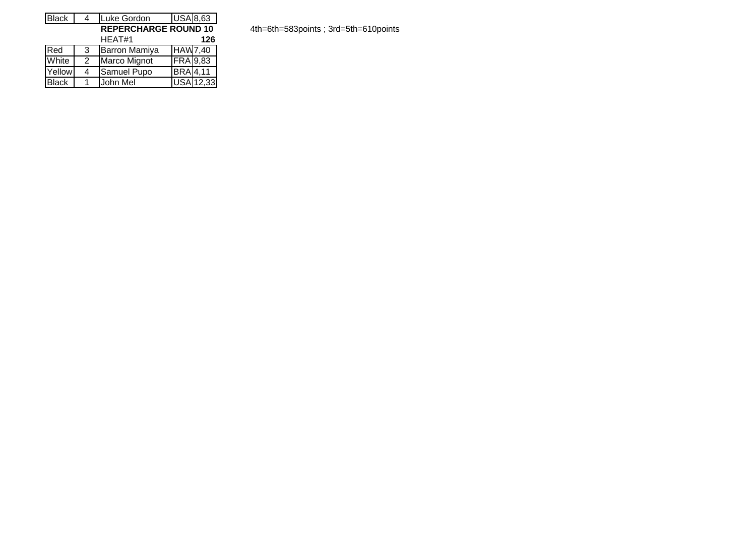| Black | 4 | Luke Gordon | USA | 8,63 |
|---|---|---|---|---|

| | | **REPERCHARGE ROUND 10** | | |
|---|---|---|---|---|
| | | HEAT#1 | | **126** |
| Red | 3 | Barron Mamiya | HAW | 7,40 |
| White | 2 | Marco Mignot | FRA | 9,83 |
| Yellow | 4 | Samuel Pupo | BRA | 4,11 |
| Black | 1 | John Mel | USA | 12,33 |

4th=6th=583points ; 3rd=5th=610points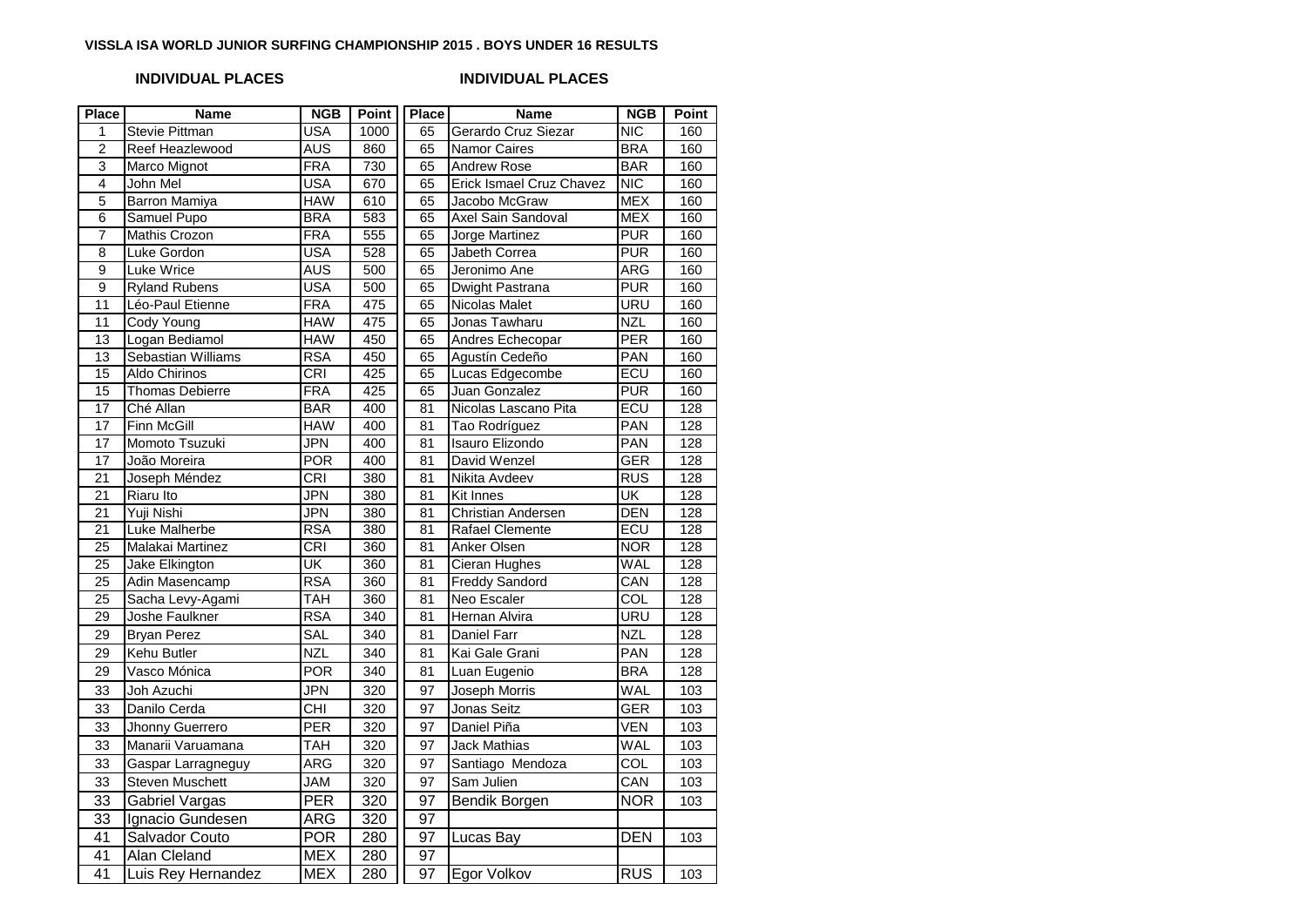**VISSLA ISA WORLD JUNIOR SURFING CHAMPIONSHIP 2015 . BOYS UNDER 16 RESULTS**

| INDIVIDUAL PLACES | | | | INDIVIDUAL PLACES | | | |
|---|---|---|---|---|---|---|---|
| **Place** | **Name** | **NGB** | **Point** | **Place** | **Name** | **NGB** | **Point** |
| 1 | Stevie Pittman | USA | 1000 | 65 | Gerardo Cruz Siezar | NIC | 160 |
| 2 | Reef Heazlewood | AUS | 860 | 65 | Namor Caires | BRA | 160 |
| 3 | Marco Mignot | FRA | 730 | 65 | Andrew Rose | BAR | 160 |
| 4 | John Mel | USA | 670 | 65 | Erick Ismael Cruz Chavez | NIC | 160 |
| 5 | Barron Mamiya | HAW | 610 | 65 | Jacobo McGraw | MEX | 160 |
| 6 | Samuel Pupo | BRA | 583 | 65 | Axel Sain Sandoval | MEX | 160 |
| 7 | Mathis Crozon | FRA | 555 | 65 | Jorge Martinez | PUR | 160 |
| 8 | Luke Gordon | USA | 528 | 65 | Jabeth Correa | PUR | 160 |
| 9 | Luke Wrice | AUS | 500 | 65 | Jeronimo Ane | ARG | 160 |
| 9 | Ryland Rubens | USA | 500 | 65 | Dwight Pastrana | PUR | 160 |
| 11 | Léo-Paul Etienne | FRA | 475 | 65 | Nicolas Malet | URU | 160 |
| 11 | Cody Young | HAW | 475 | 65 | Jonas Tawharu | NZL | 160 |
| 13 | Logan Bediamol | HAW | 450 | 65 | Andres Echecopar | PER | 160 |
| 13 | Sebastian Williams | RSA | 450 | 65 | Agustín Cedeño | PAN | 160 |
| 15 | Aldo Chirinos | CRI | 425 | 65 | Lucas Edgecombe | ECU | 160 |
| 15 | Thomas Debierre | FRA | 425 | 65 | Juan Gonzalez | PUR | 160 |
| 17 | Ché Allan | BAR | 400 | 81 | Nicolas Lascano Pita | ECU | 128 |
| 17 | Finn McGill | HAW | 400 | 81 | Tao Rodríguez | PAN | 128 |
| 17 | Momoto Tsuzuki | JPN | 400 | 81 | Isauro Elizondo | PAN | 128 |
| 17 | João Moreira | POR | 400 | 81 | David Wenzel | GER | 128 |
| 21 | Joseph Méndez | CRI | 380 | 81 | Nikita Avdeev | RUS | 128 |
| 21 | Riaru Ito | JPN | 380 | 81 | Kit Innes | UK | 128 |
| 21 | Yuji Nishi | JPN | 380 | 81 | Christian Andersen | DEN | 128 |
| 21 | Luke Malherbe | RSA | 380 | 81 | Rafael Clemente | ECU | 128 |
| 25 | Malakai Martinez | CRI | 360 | 81 | Anker Olsen | NOR | 128 |
| 25 | Jake Elkington | UK | 360 | 81 | Cieran Hughes | WAL | 128 |
| 25 | Adin Masencamp | RSA | 360 | 81 | Freddy Sandord | CAN | 128 |
| 25 | Sacha Levy-Agami | TAH | 360 | 81 | Neo Escaler | COL | 128 |
| 29 | Joshe Faulkner | RSA | 340 | 81 | Hernan Alvira | URU | 128 |
| 29 | Bryan Perez | SAL | 340 | 81 | Daniel Farr | NZL | 128 |
| 29 | Kehu Butler | NZL | 340 | 81 | Kai Gale Grani | PAN | 128 |
| 29 | Vasco Mónica | POR | 340 | 81 | Luan Eugenio | BRA | 128 |
| 33 | Joh Azuchi | JPN | 320 | 97 | Joseph Morris | WAL | 103 |
| 33 | Danilo Cerda | CHI | 320 | 97 | Jonas Seitz | GER | 103 |
| 33 | Jhonny Guerrero | PER | 320 | 97 | Daniel Piña | VEN | 103 |
| 33 | Manarii Varuamana | TAH | 320 | 97 | Jack Mathias | WAL | 103 |
| 33 | Gaspar Larragneguy | ARG | 320 | 97 | Santiago Mendoza | COL | 103 |
| 33 | Steven Muschett | JAM | 320 | 97 | Sam Julien | CAN | 103 |
| 33 | Gabriel Vargas | PER | 320 | 97 | Bendik Borgen | NOR | 103 |
| 33 | Ignacio Gundesen | ARG | 320 | 97 | | | |
| 41 | Salvador Couto | POR | 280 | 97 | Lucas Bay | DEN | 103 |
| 41 | Alan Cleland | MEX | 280 | 97 | | | |
| 41 | Luis Rey Hernandez | MEX | 280 | 97 | Egor Volkov | RUS | 103 |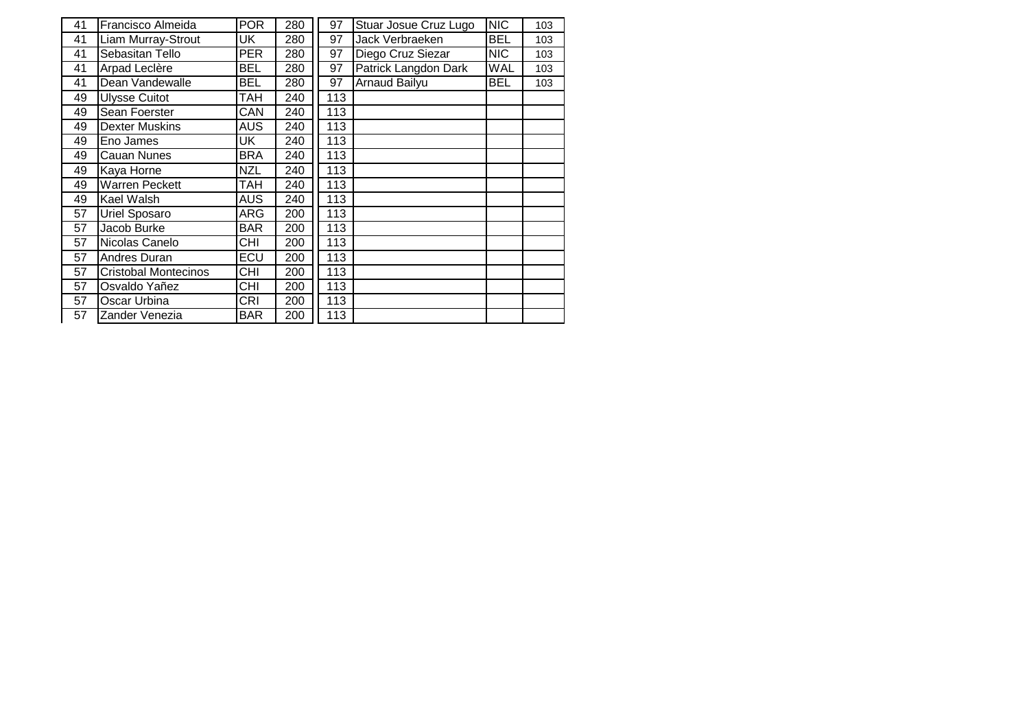| | | | | | | | |
|---|---|---|---|---|---|---|---|
| 41 | Francisco Almeida | POR | 280 | 97 | Stuar Josue Cruz Lugo | NIC | 103 |
| 41 | Liam Murray-Strout | UK | 280 | 97 | Jack Verbraeken | BEL | 103 |
| 41 | Sebasitan Tello | PER | 280 | 97 | Diego Cruz Siezar | NIC | 103 |
| 41 | Arpad Leclère | BEL | 280 | 97 | Patrick Langdon Dark | WAL | 103 |
| 41 | Dean Vandewalle | BEL | 280 | 97 | Arnaud Bailyu | BEL | 103 |
| 49 | Ulysse Cuitot | TAH | 240 | 113 | | | |
| 49 | Sean Foerster | CAN | 240 | 113 | | | |
| 49 | Dexter Muskins | AUS | 240 | 113 | | | |
| 49 | Eno James | UK | 240 | 113 | | | |
| 49 | Cauan Nunes | BRA | 240 | 113 | | | |
| 49 | Kaya Horne | NZL | 240 | 113 | | | |
| 49 | Warren Peckett | TAH | 240 | 113 | | | |
| 49 | Kael Walsh | AUS | 240 | 113 | | | |
| 57 | Uriel Sposaro | ARG | 200 | 113 | | | |
| 57 | Jacob Burke | BAR | 200 | 113 | | | |
| 57 | Nicolas Canelo | CHI | 200 | 113 | | | |
| 57 | Andres Duran | ECU | 200 | 113 | | | |
| 57 | Cristobal Montecinos | CHI | 200 | 113 | | | |
| 57 | Osvaldo Yañez | CHI | 200 | 113 | | | |
| 57 | Oscar Urbina | CRI | 200 | 113 | | | |
| 57 | Zander Venezia | BAR | 200 | 113 | | | |